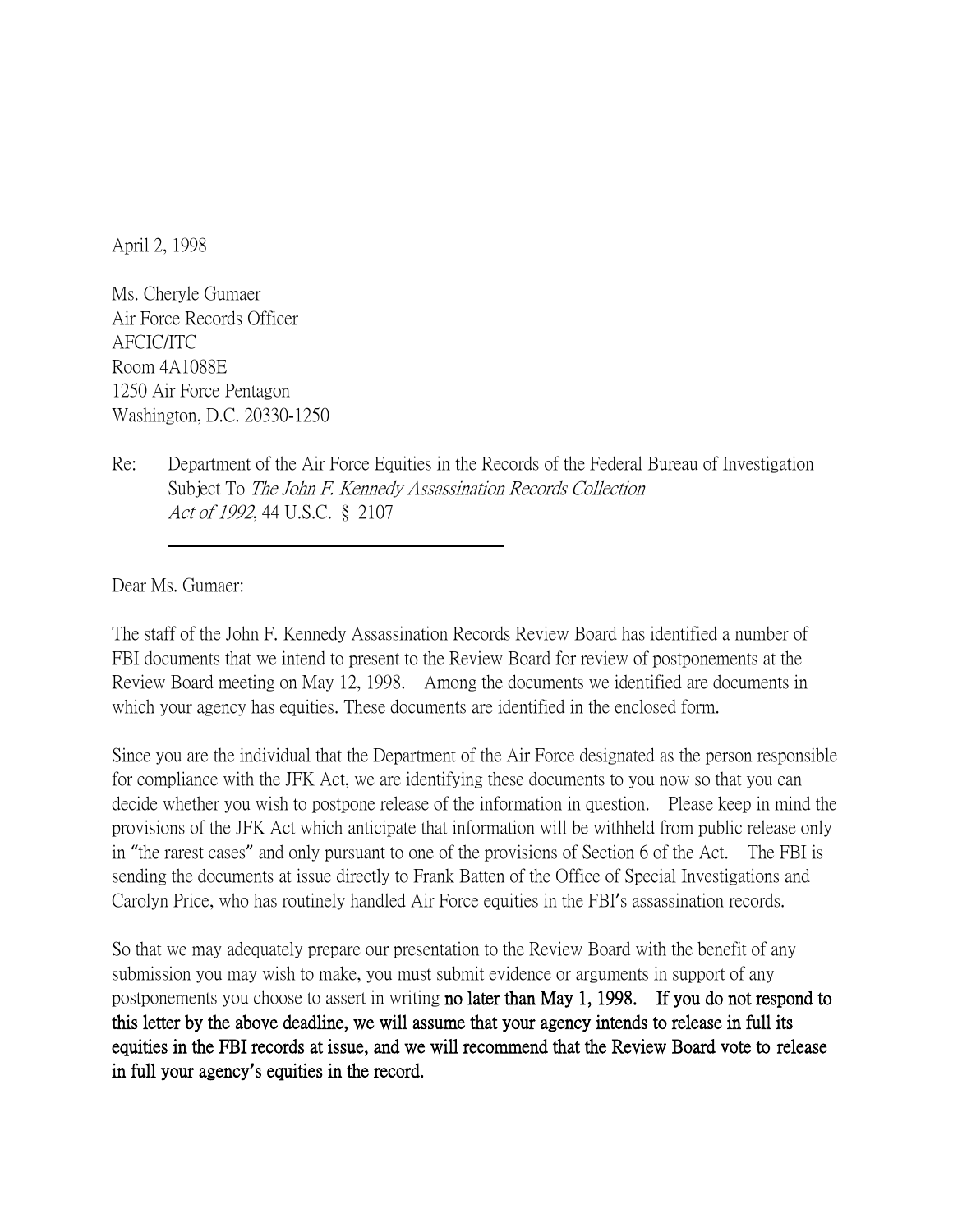April 2, 1998

Ms. Cheryle Gumaer
Air Force Records Officer
AFCIC/ITC
Room 4A1088E
1250 Air Force Pentagon
Washington, D.C. 20330-1250

Re: Department of the Air Force Equities in the Records of the Federal Bureau of Investigation Subject To *The John F. Kennedy Assassination Records Collection Act of 1992*, 44 U.S.C. § 2107

Dear Ms. Gumaer:

The staff of the John F. Kennedy Assassination Records Review Board has identified a number of FBI documents that we intend to present to the Review Board for review of postponements at the Review Board meeting on May 12, 1998. Among the documents we identified are documents in which your agency has equities. These documents are identified in the enclosed form.

Since you are the individual that the Department of the Air Force designated as the person responsible for compliance with the JFK Act, we are identifying these documents to you now so that you can decide whether you wish to postpone release of the information in question. Please keep in mind the provisions of the JFK Act which anticipate that information will be withheld from public release only in "the rarest cases" and only pursuant to one of the provisions of Section 6 of the Act. The FBI is sending the documents at issue directly to Frank Batten of the Office of Special Investigations and Carolyn Price, who has routinely handled Air Force equities in the FBI's assassination records.

So that we may adequately prepare our presentation to the Review Board with the benefit of any submission you may wish to make, you must submit evidence or arguments in support of any postponements you choose to assert in writing **no later than May 1, 1998. If you do not respond to this letter by the above deadline, we will assume that your agency intends to release in full its equities in the FBI records at issue, and we will recommend that the Review Board vote to release in full your agency's equities in the record.**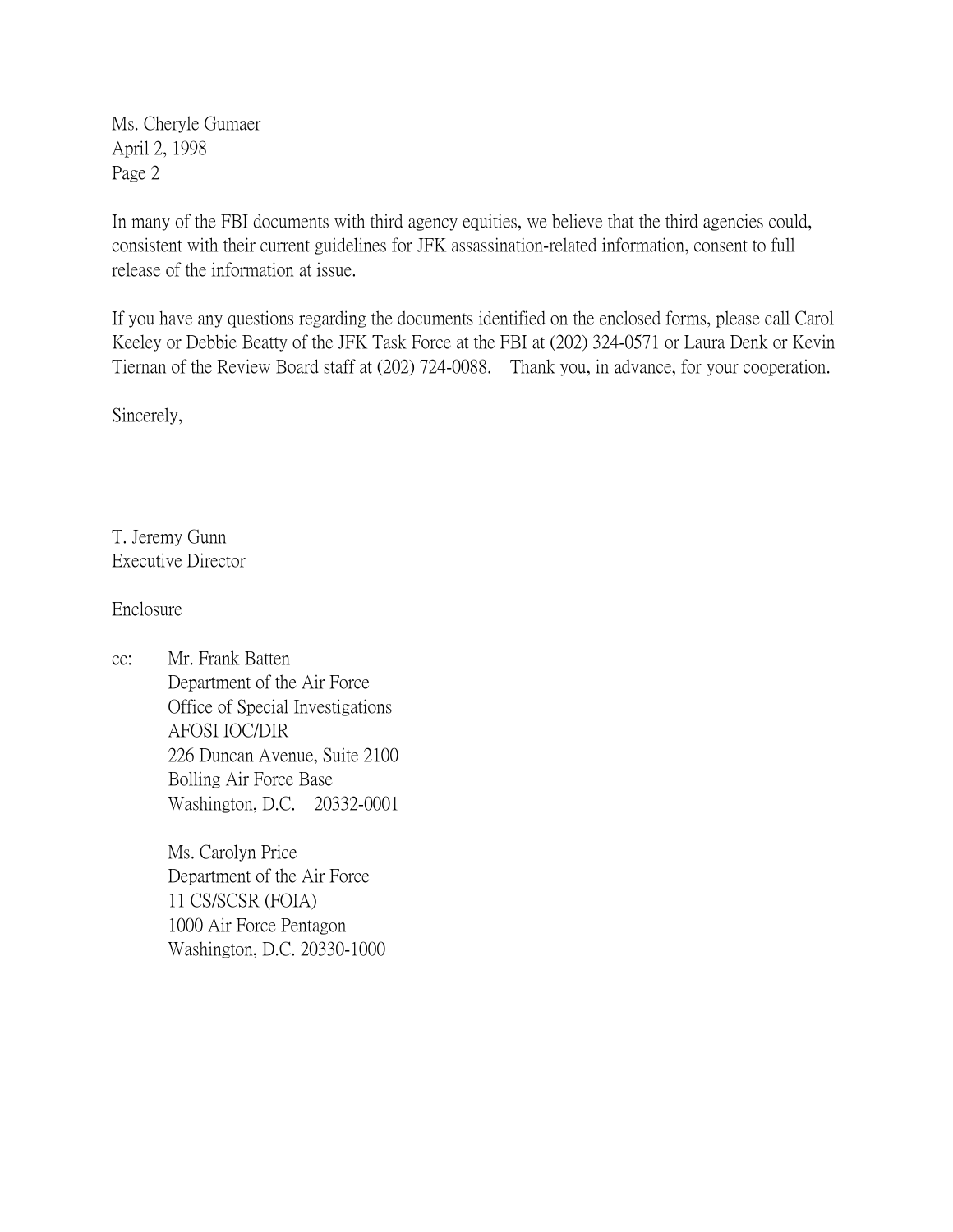Ms. Cheryle Gumaer
April 2, 1998
Page 2

In many of the FBI documents with third agency equities, we believe that the third agencies could, consistent with their current guidelines for JFK assassination-related information, consent to full release of the information at issue.

If you have any questions regarding the documents identified on the enclosed forms, please call Carol Keeley or Debbie Beatty of the JFK Task Force at the FBI at (202) 324-0571 or Laura Denk or Kevin Tiernan of the Review Board staff at (202) 724-0088. Thank you, in advance, for your cooperation.

Sincerely,

T. Jeremy Gunn
Executive Director

Enclosure

cc: Mr. Frank Batten
Department of the Air Force
Office of Special Investigations
AFOSI IOC/DIR
226 Duncan Avenue, Suite 2100
Bolling Air Force Base
Washington, D.C. 20332-0001

Ms. Carolyn Price
Department of the Air Force
11 CS/SCSR (FOIA)
1000 Air Force Pentagon
Washington, D.C. 20330-1000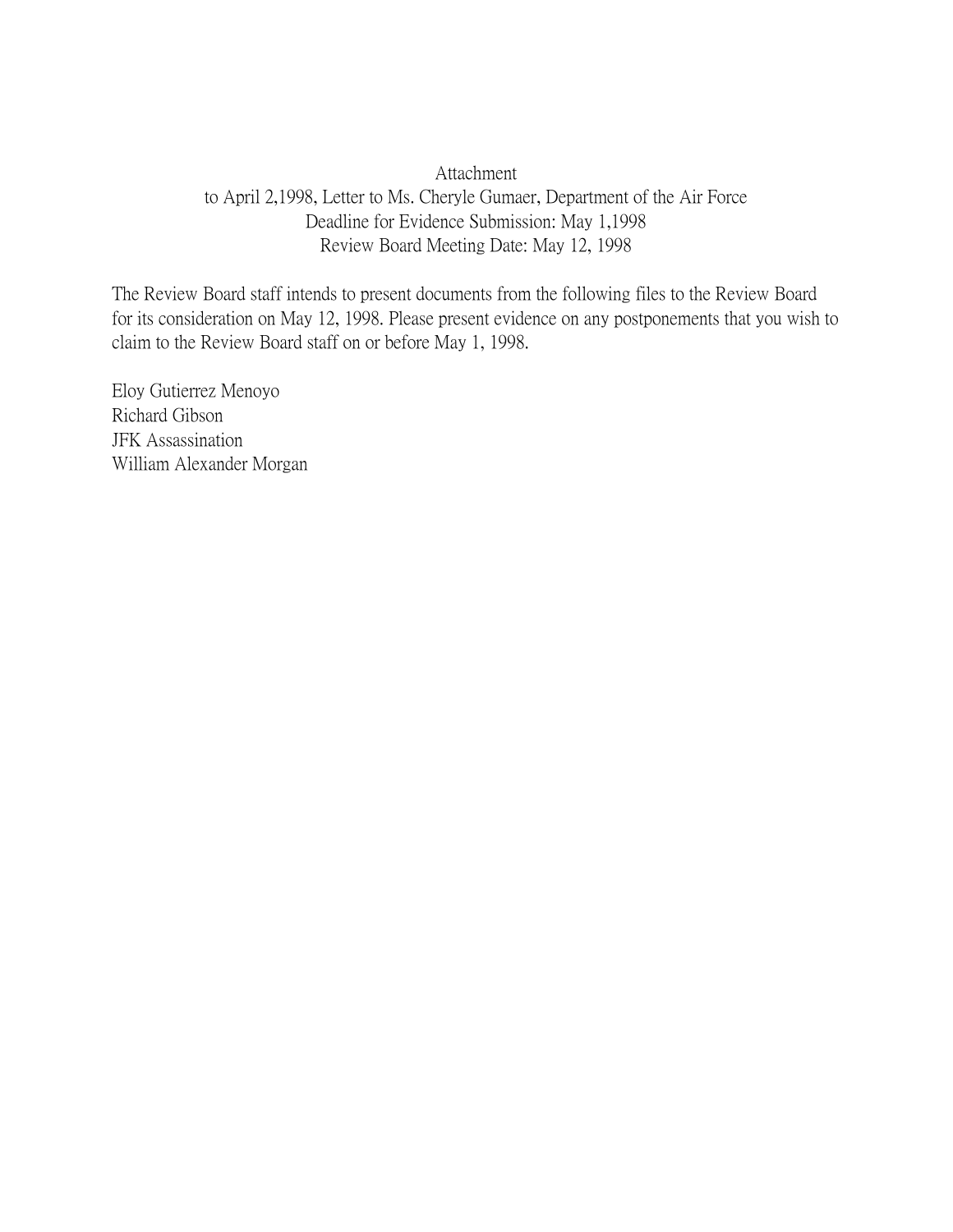Attachment
to April 2,1998, Letter to Ms. Cheryle Gumaer, Department of the Air Force
Deadline for Evidence Submission: May 1,1998
Review Board Meeting Date: May 12, 1998

The Review Board staff intends to present documents from the following files to the Review Board for its consideration on May 12, 1998. Please present evidence on any postponements that you wish to claim to the Review Board staff on or before May 1, 1998.

Eloy Gutierrez Menoyo
Richard Gibson
JFK Assassination
William Alexander Morgan